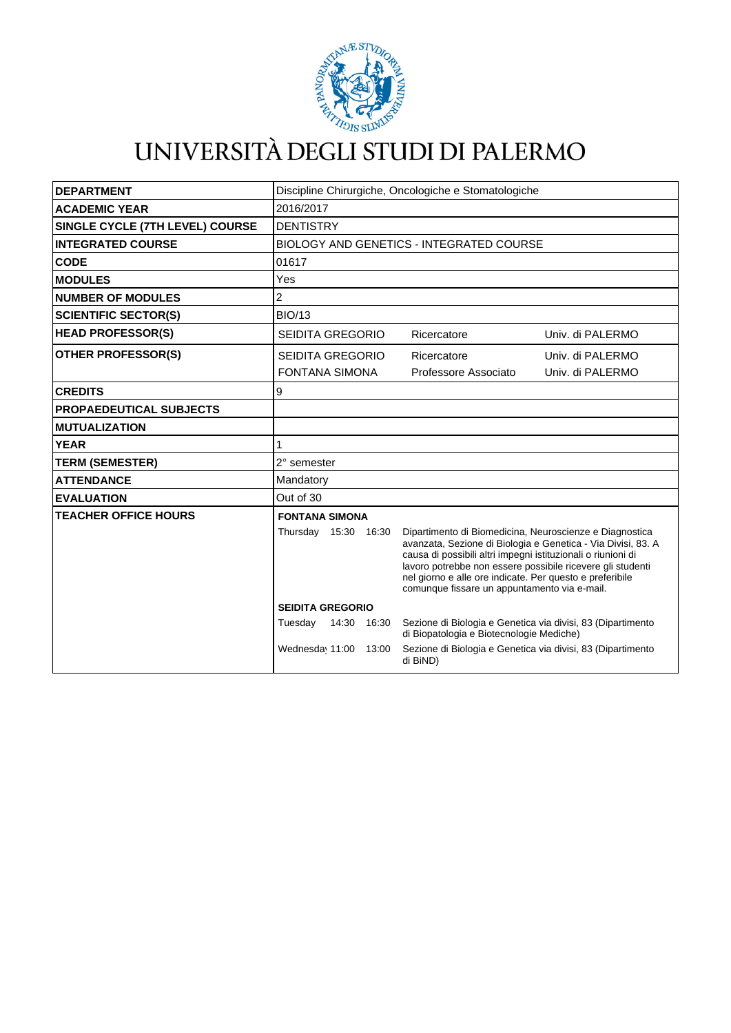# UNIVERSITÀ DEGLI STUDI DI PALERMO

| | |
|---|---|
| **DEPARTMENT** | Discipline Chirurgiche, Oncologiche e Stomatologiche |
| **ACADEMIC YEAR** | 2016/2017 |
| **SINGLE CYCLE (7TH LEVEL) COURSE** | DENTISTRY |
| **INTEGRATED COURSE** | BIOLOGY AND GENETICS - INTEGRATED COURSE |
| **CODE** | 01617 |
| **MODULES** | Yes |
| **NUMBER OF MODULES** | 2 |
| **SCIENTIFIC SECTOR(S)** | BIO/13 |
| **HEAD PROFESSOR(S)** | SEIDITA GREGORIO — Ricercatore — Univ. di PALERMO |
| **OTHER PROFESSOR(S)** | SEIDITA GREGORIO — Ricercatore — Univ. di PALERMO<br>FONTANA SIMONA — Professore Associato — Univ. di PALERMO |
| **CREDITS** | 9 |
| **PROPAEDEUTICAL SUBJECTS** | |
| **MUTUALIZATION** | |
| **YEAR** | 1 |
| **TERM (SEMESTER)** | 2° semester |
| **ATTENDANCE** | Mandatory |
| **EVALUATION** | Out of 30 |
| **TEACHER OFFICE HOURS** | **FONTANA SIMONA**<br>Thursday 15:30 16:30 — Dipartimento di Biomedicina, Neuroscienze e Diagnostica avanzata, Sezione di Biologia e Genetica - Via Divisi, 83. A causa di possibili altri impegni istituzionali o riunioni di lavoro potrebbe non essere possibile ricevere gli studenti nel giorno e alle ore indicate. Per questo e preferibile comunque fissare un appuntamento via e-mail.<br>**SEIDITA GREGORIO**<br>Tuesday 14:30 16:30 — Sezione di Biologia e Genetica via divisi, 83 (Dipartimento di Biopatologia e Biotecnologie Mediche)<br>Wednesday 11:00 13:00 — Sezione di Biologia e Genetica via divisi, 83 (Dipartimento di BiND) |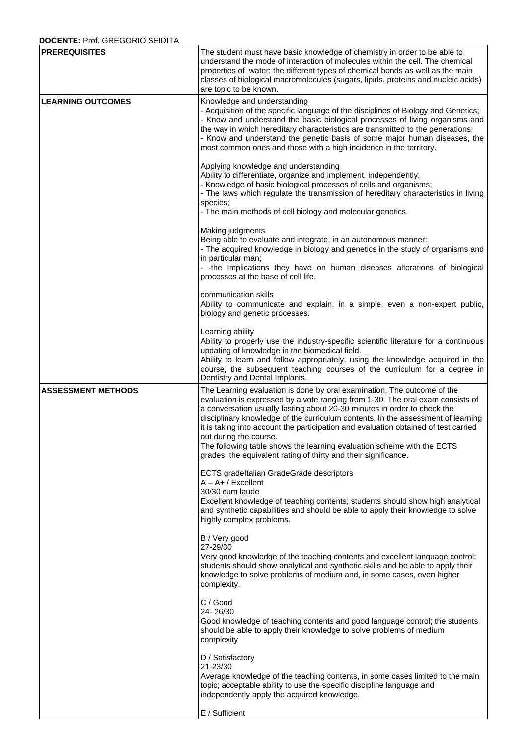**DOCENTE:** Prof. GREGORIO SEIDITA

| | |
|---|---|
| **PREREQUISITES** | The student must have basic knowledge of chemistry in order to be able to understand the mode of interaction of molecules within the cell. The chemical properties of water; the different types of chemical bonds as well as the main classes of biological macromolecules (sugars, lipids, proteins and nucleic acids) are topic to be known. |
| **LEARNING OUTCOMES** | Knowledge and understanding<br>- Acquisition of the specific language of the disciplines of Biology and Genetics;<br>- Know and understand the basic biological processes of living organisms and the way in which hereditary characteristics are transmitted to the generations;<br>- Know and understand the genetic basis of some major human diseases, the most common ones and those with a high incidence in the territory.<br><br>Applying knowledge and understanding<br>Ability to differentiate, organize and implement, independently:<br>- Knowledge of basic biological processes of cells and organisms;<br>- The laws which regulate the transmission of hereditary characteristics in living species;<br>- The main methods of cell biology and molecular genetics.<br><br>Making judgments<br>Being able to evaluate and integrate, in an autonomous manner:<br>- The acquired knowledge in biology and genetics in the study of organisms and in particular man;<br>- -the Implications they have on human diseases alterations of biological processes at the base of cell life.<br><br>communication skills<br>Ability to communicate and explain, in a simple, even a non-expert public, biology and genetic processes.<br><br>Learning ability<br>Ability to properly use the industry-specific scientific literature for a continuous updating of knowledge in the biomedical field.<br>Ability to learn and follow appropriately, using the knowledge acquired in the course, the subsequent teaching courses of the curriculum for a degree in Dentistry and Dental Implants. |
| **ASSESSMENT METHODS** | The Learning evaluation is done by oral examination. The outcome of the evaluation is expressed by a vote ranging from 1-30. The oral exam consists of a conversation usually lasting about 20-30 minutes in order to check the disciplinary knowledge of the curriculum contents. In the assessment of learning it is taking into account the participation and evaluation obtained of test carried out during the course.<br>The following table shows the learning evaluation scheme with the ECTS grades, the equivalent rating of thirty and their significance.<br><br>ECTS gradeItalian GradeGrade descriptors<br>A – A+ / Excellent<br>30/30 cum laude<br>Excellent knowledge of teaching contents; students should show high analytical and synthetic capabilities and should be able to apply their knowledge to solve highly complex problems.<br><br>B / Very good<br>27-29/30<br>Very good knowledge of the teaching contents and excellent language control; students should show analytical and synthetic skills and be able to apply their knowledge to solve problems of medium and, in some cases, even higher complexity.<br><br>C / Good<br>24- 26/30<br>Good knowledge of teaching contents and good language control; the students should be able to apply their knowledge to solve problems of medium complexity<br><br>D / Satisfactory<br>21-23/30<br>Average knowledge of the teaching contents, in some cases limited to the main topic; acceptable ability to use the specific discipline language and independently apply the acquired knowledge.<br><br>E / Sufficient |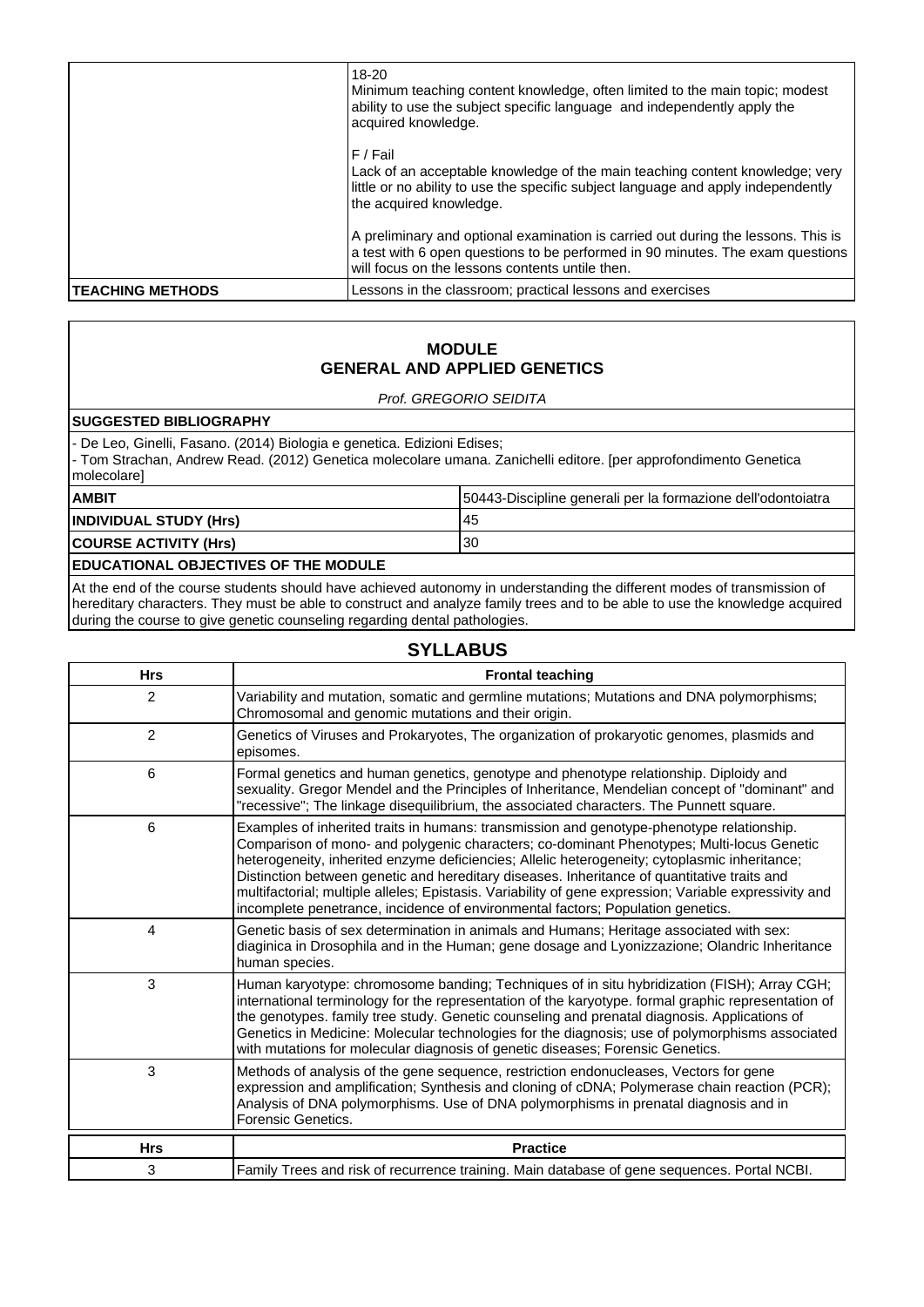| | |
|---|---|
| | 18-20<br>Minimum teaching content knowledge, often limited to the main topic; modest ability to use the subject specific language and independently apply the acquired knowledge.<br><br>F / Fail<br>Lack of an acceptable knowledge of the main teaching content knowledge; very little or no ability to use the specific subject language and apply independently the acquired knowledge.<br><br>A preliminary and optional examination is carried out during the lessons. This is a test with 6 open questions to be performed in 90 minutes. The exam questions will focus on the lessons contents untile then. |
| **TEACHING METHODS** | Lessons in the classroom; practical lessons and exercises |

## MODULE
## GENERAL AND APPLIED GENETICS

*Prof. GREGORIO SEIDITA*

**SUGGESTED BIBLIOGRAPHY**

- De Leo, Ginelli, Fasano. (2014) Biologia e genetica. Edizioni Edises;
- Tom Strachan, Andrew Read. (2012) Genetica molecolare umana. Zanichelli editore. [per approfondimento Genetica molecolare]

| | |
|---|---|
| **AMBIT** | 50443-Discipline generali per la formazione dell'odontoiatra |
| **INDIVIDUAL STUDY (Hrs)** | 45 |
| **COURSE ACTIVITY (Hrs)** | 30 |

**EDUCATIONAL OBJECTIVES OF THE MODULE**

At the end of the course students should have achieved autonomy in understanding the different modes of transmission of hereditary characters. They must be able to construct and analyze family trees and to be able to use the knowledge acquired during the course to give genetic counseling regarding dental pathologies.

## SYLLABUS

| Hrs | Frontal teaching |
|---|---|
| 2 | Variability and mutation, somatic and germline mutations; Mutations and DNA polymorphisms; Chromosomal and genomic mutations and their origin. |
| 2 | Genetics of Viruses and Prokaryotes, The organization of prokaryotic genomes, plasmids and episomes. |
| 6 | Formal genetics and human genetics, genotype and phenotype relationship. Diploidy and sexuality. Gregor Mendel and the Principles of Inheritance, Mendelian concept of "dominant" and "recessive"; The linkage disequilibrium, the associated characters. The Punnett square. |
| 6 | Examples of inherited traits in humans: transmission and genotype-phenotype relationship. Comparison of mono- and polygenic characters; co-dominant Phenotypes; Multi-locus Genetic heterogeneity, inherited enzyme deficiencies; Allelic heterogeneity; cytoplasmic inheritance; Distinction between genetic and hereditary diseases. Inheritance of quantitative traits and multifactorial; multiple alleles; Epistasis. Variability of gene expression; Variable expressivity and incomplete penetrance, incidence of environmental factors; Population genetics. |
| 4 | Genetic basis of sex determination in animals and Humans; Heritage associated with sex: diaginica in Drosophila and in the Human; gene dosage and Lyonizzazione; Olandric Inheritance human species. |
| 3 | Human karyotype: chromosome banding; Techniques of in situ hybridization (FISH); Array CGH; international terminology for the representation of the karyotype. formal graphic representation of the genotypes. family tree study. Genetic counseling and prenatal diagnosis. Applications of Genetics in Medicine: Molecular technologies for the diagnosis; use of polymorphisms associated with mutations for molecular diagnosis of genetic diseases; Forensic Genetics. |
| 3 | Methods of analysis of the gene sequence, restriction endonucleases, Vectors for gene expression and amplification; Synthesis and cloning of cDNA; Polymerase chain reaction (PCR); Analysis of DNA polymorphisms. Use of DNA polymorphisms in prenatal diagnosis and in Forensic Genetics. |

| Hrs | Practice |
|---|---|
| 3 | Family Trees and risk of recurrence training. Main database of gene sequences. Portal NCBI. |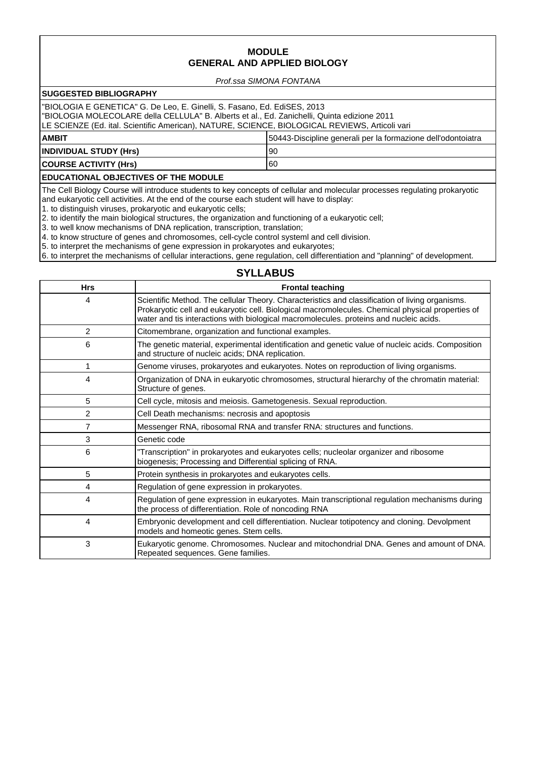# MODULE
## GENERAL AND APPLIED BIOLOGY

*Prof.ssa SIMONA FONTANA*

**SUGGESTED BIBLIOGRAPHY**

"BIOLOGIA E GENETICA" G. De Leo, E. Ginelli, S. Fasano, Ed. EdiSES, 2013
"BIOLOGIA MOLECOLARE della CELLULA" B. Alberts et al., Ed. Zanichelli, Quinta edizione 2011
LE SCIENZE (Ed. ital. Scientific American), NATURE, SCIENCE, BIOLOGICAL REVIEWS, Articoli vari

| | |
|---|---|
| **AMBIT** | 50443-Discipline generali per la formazione dell'odontoiatra |
| **INDIVIDUAL STUDY (Hrs)** | 90 |
| **COURSE ACTIVITY (Hrs)** | 60 |

**EDUCATIONAL OBJECTIVES OF THE MODULE**

The Cell Biology Course will introduce students to key concepts of cellular and molecular processes regulating prokaryotic and eukaryotic cell activities. At the end of the course each student will have to display:
1. to distinguish viruses, prokaryotic and eukaryotic cells;
2. to identify the main biological structures, the organization and functioning of a eukaryotic cell;
3. to well know mechanisms of DNA replication, transcription, translation;
4. to know structure of genes and chromosomes, cell-cycle control systeml and cell division.
5. to interpret the mechanisms of gene expression in prokaryotes and eukaryotes;
6. to interpret the mechanisms of cellular interactions, gene regulation, cell differentiation and "planning" of development.

## SYLLABUS

| Hrs | Frontal teaching |
|---|---|
| 4 | Scientific Method. The cellular Theory. Characteristics and classification of living organisms. Prokaryotic cell and eukaryotic cell. Biological macromolecules. Chemical physical properties of water and tis interactions with biological macromolecules. proteins and nucleic acids. |
| 2 | Citomembrane, organization and functional examples. |
| 6 | The genetic material, experimental identification and genetic value of nucleic acids. Composition and structure of nucleic acids; DNA replication. |
| 1 | Genome viruses, prokaryotes and eukaryotes. Notes on reproduction of living organisms. |
| 4 | Organization of DNA in eukaryotic chromosomes, structural hierarchy of the chromatin material: Structure of genes. |
| 5 | Cell cycle, mitosis and meiosis. Gametogenesis. Sexual reproduction. |
| 2 | Cell Death mechanisms: necrosis and apoptosis |
| 7 | Messenger RNA, ribosomal RNA and transfer RNA: structures and functions. |
| 3 | Genetic code |
| 6 | "Transcription" in prokaryotes and eukaryotes cells; nucleolar organizer and ribosome biogenesis; Processing and Differential splicing of RNA. |
| 5 | Protein synthesis in prokaryotes and eukaryotes cells. |
| 4 | Regulation of gene expression in prokaryotes. |
| 4 | Regulation of gene expression in eukaryotes. Main transcriptional regulation mechanisms during the process of differentiation. Role of noncoding RNA |
| 4 | Embryonic development and cell differentiation. Nuclear totipotency and cloning. Devolpment models and homeotic genes. Stem cells. |
| 3 | Eukaryotic genome. Chromosomes. Nuclear and mitochondrial DNA. Genes and amount of DNA. Repeated sequences. Gene families. |